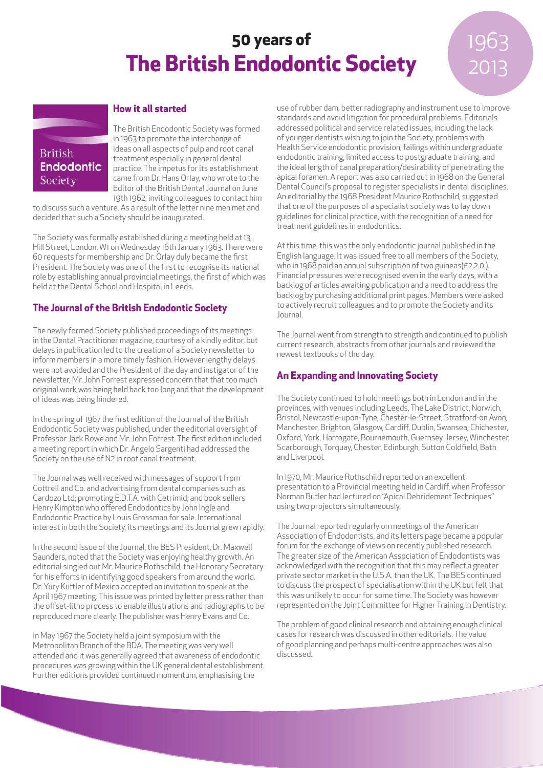# 50 years of The British Endodontic Society

1963
2013

British **Endodontic** Society

## How it all started

The British Endodontic Society was formed in 1963 to promote the interchange of ideas on all aspects of pulp and root canal treatment especially in general dental practice. The impetus for its establishment came from Dr. Hans Orlay, who wrote to the Editor of the British Dental Journal on June 19th 1962, inviting colleagues to contact him to discuss such a venture. As a result of the letter nine men met and decided that such a Society should be inaugurated.

The Society was formally established during a meeting held at 13, Hill Street, London, W1 on Wednesday 16th January 1963. There were 60 requests for membership and Dr. Orlay duly became the first President. The Society was one of the first to recognise its national role by establishing annual provincial meetings, the first of which was held at the Dental School and Hospital in Leeds.

## The Journal of the British Endodontic Society

The newly formed Society published proceedings of its meetings in the Dental Practitioner magazine, courtesy of a kindly editor, but delays in publication led to the creation of a Society newsletter to inform members in a more timely fashion. However lengthy delays were not avoided and the President of the day and instigator of the newsletter, Mr. John Forrest expressed concern that that too much original work was being held back too long and that the development of ideas was being hindered.

In the spring of 1967 the first edition of the Journal of the British Endodontic Society was published, under the editorial oversight of Professor Jack Rowe and Mr. John Forrest. The first edition included a meeting report in which Dr. Angelo Sargenti had addressed the Society on the use of N2 in root canal treatment.

The Journal was well received with messages of support from Cottrell and Co. and advertising from dental companies such as Cardozo Ltd; promoting E.D.T.A. with Cetrimid; and book sellers Henry Kimpton who offered Endodontics by John Ingle and Endodontic Practice by Louis Grossman for sale. International interest in both the Society, its meetings and its Journal grew rapidly.

In the second issue of the Journal, the BES President, Dr. Maxwell Saunders, noted that the Society was enjoying healthy growth. An editorial singled out Mr. Maurice Rothschild, the Honorary Secretary for his efforts in identifying good speakers from around the world. Dr. Yury Kuttler of Mexico accepted an invitation to speak at the April 1967 meeting. This issue was printed by letter press rather than the offset-litho process to enable illustrations and radiographs to be reproduced more clearly. The publisher was Henry Evans and Co.

In May 1967 the Society held a joint symposium with the Metropolitan Branch of the BDA. The meeting was very well attended and it was generally agreed that awareness of endodontic procedures was growing within the UK general dental establishment. Further editions provided continued momentum, emphasising the use of rubber dam, better radiography and instrument use to improve standards and avoid litigation for procedural problems. Editorials addressed political and service related issues, including the lack of younger dentists wishing to join the Society, problems with Health Service endodontic provision, failings within undergraduate endodontic training, limited access to postgraduate training, and the ideal length of canal preparation/desirability of penetrating the apical foramen. A report was also carried out in 1968 on the General Dental Council's proposal to register specialists in dental disciplines. An editorial by the 1968 President Maurice Rothschild, suggested that one of the purposes of a specialist society was to lay down guidelines for clinical practice, with the recognition of a need for treatment guidelines in endodontics.

At this time, this was the only endodontic journal published in the English language. It was issued free to all members of the Society, who in 1968 paid an annual subscription of two guineas(£2.2.0.). Financial pressures were recognised even in the early days, with a backlog of articles awaiting publication and a need to address the backlog by purchasing additional print pages. Members were asked to actively recruit colleagues and to promote the Society and its Journal.

The Journal went from strength to strength and continued to publish current research, abstracts from other journals and reviewed the newest textbooks of the day.

## An Expanding and Innovating Society

The Society continued to hold meetings both in London and in the provinces, with venues including Leeds, The Lake District, Norwich, Bristol, Newcastle-upon-Tyne, Chester-le-Street, Stratford-on Avon, Manchester, Brighton, Glasgow, Cardiff, Dublin, Swansea, Chichester, Oxford, York, Harrogate, Bournemouth, Guernsey, Jersey, Winchester, Scarborough, Torquay, Chester, Edinburgh, Sutton Coldfield, Bath and Liverpool.

In 1970, Mr. Maurice Rothschild reported on an excellent presentation to a Provincial meeting held in Cardiff, when Professor Norman Butler had lectured on "Apical Debridement Techniques" using two projectors simultaneously.

The Journal reported regularly on meetings of the American Association of Endodontists, and its letters page became a popular forum for the exchange of views on recently published research. The greater size of the American Association of Endodontists was acknowledged with the recognition that this may reflect a greater private sector market in the U.S.A. than the UK. The BES continued to discuss the prospect of specialisation within the UK but felt that this was unlikely to occur for some time. The Society was however represented on the Joint Committee for Higher Training in Dentistry.

The problem of good clinical research and obtaining enough clinical cases for research was discussed in other editorials. The value of good planning and perhaps multi-centre approaches was also discussed.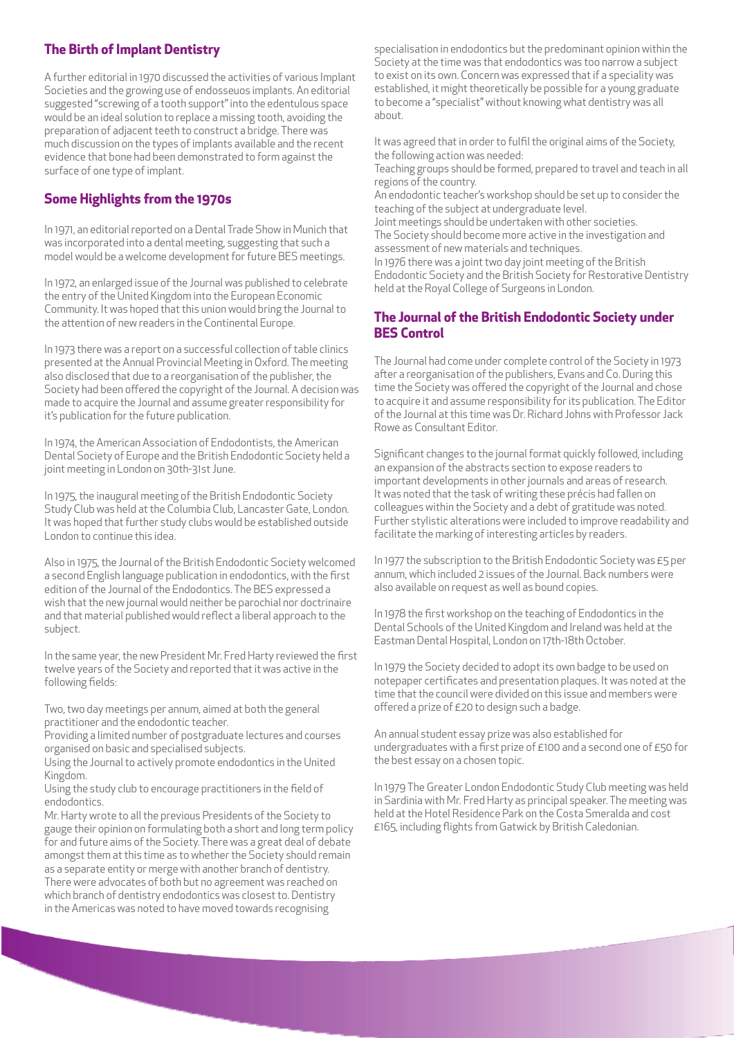## The Birth of Implant Dentistry

A further editorial in 1970 discussed the activities of various Implant Societies and the growing use of endosseuos implants. An editorial suggested "screwing of a tooth support" into the edentulous space would be an ideal solution to replace a missing tooth, avoiding the preparation of adjacent teeth to construct a bridge. There was much discussion on the types of implants available and the recent evidence that bone had been demonstrated to form against the surface of one type of implant.

## Some Highlights from the 1970s

In 1971, an editorial reported on a Dental Trade Show in Munich that was incorporated into a dental meeting, suggesting that such a model would be a welcome development for future BES meetings.

In 1972, an enlarged issue of the Journal was published to celebrate the entry of the United Kingdom into the European Economic Community. It was hoped that this union would bring the Journal to the attention of new readers in the Continental Europe.

In 1973 there was a report on a successful collection of table clinics presented at the Annual Provincial Meeting in Oxford. The meeting also disclosed that due to a reorganisation of the publisher, the Society had been offered the copyright of the Journal. A decision was made to acquire the Journal and assume greater responsibility for it's publication for the future publication.

In 1974, the American Association of Endodontists, the American Dental Society of Europe and the British Endodontic Society held a joint meeting in London on 30th-31st June.

In 1975, the inaugural meeting of the British Endodontic Society Study Club was held at the Columbia Club, Lancaster Gate, London. It was hoped that further study clubs would be established outside London to continue this idea.

Also in 1975, the Journal of the British Endodontic Society welcomed a second English language publication in endodontics, with the first edition of the Journal of the Endodontics. The BES expressed a wish that the new journal would neither be parochial nor doctrinaire and that material published would reflect a liberal approach to the subject.

In the same year, the new President Mr. Fred Harty reviewed the first twelve years of the Society and reported that it was active in the following fields:

Two, two day meetings per annum, aimed at both the general practitioner and the endodontic teacher.
Providing a limited number of postgraduate lectures and courses organised on basic and specialised subjects.
Using the Journal to actively promote endodontics in the United Kingdom.
Using the study club to encourage practitioners in the field of endodontics.
Mr. Harty wrote to all the previous Presidents of the Society to gauge their opinion on formulating both a short and long term policy for and future aims of the Society. There was a great deal of debate amongst them at this time as to whether the Society should remain as a separate entity or merge with another branch of dentistry. There were advocates of both but no agreement was reached on which branch of dentistry endodontics was closest to. Dentistry in the Americas was noted to have moved towards recognising specialisation in endodontics but the predominant opinion within the Society at the time was that endodontics was too narrow a subject to exist on its own. Concern was expressed that if a speciality was established, it might theoretically be possible for a young graduate to become a "specialist" without knowing what dentistry was all about.

It was agreed that in order to fulfil the original aims of the Society, the following action was needed:
Teaching groups should be formed, prepared to travel and teach in all regions of the country.
An endodontic teacher's workshop should be set up to consider the teaching of the subject at undergraduate level.
Joint meetings should be undertaken with other societies.
The Society should become more active in the investigation and assessment of new materials and techniques.
In 1976 there was a joint two day joint meeting of the British Endodontic Society and the British Society for Restorative Dentistry held at the Royal College of Surgeons in London.

## The Journal of the British Endodontic Society under BES Control

The Journal had come under complete control of the Society in 1973 after a reorganisation of the publishers, Evans and Co. During this time the Society was offered the copyright of the Journal and chose to acquire it and assume responsibility for its publication. The Editor of the Journal at this time was Dr. Richard Johns with Professor Jack Rowe as Consultant Editor.

Significant changes to the journal format quickly followed, including an expansion of the abstracts section to expose readers to important developments in other journals and areas of research. It was noted that the task of writing these précis had fallen on colleagues within the Society and a debt of gratitude was noted. Further stylistic alterations were included to improve readability and facilitate the marking of interesting articles by readers.

In 1977 the subscription to the British Endodontic Society was £5 per annum, which included 2 issues of the Journal. Back numbers were also available on request as well as bound copies.

In 1978 the first workshop on the teaching of Endodontics in the Dental Schools of the United Kingdom and Ireland was held at the Eastman Dental Hospital, London on 17th-18th October.

In 1979 the Society decided to adopt its own badge to be used on notepaper certificates and presentation plaques. It was noted at the time that the council were divided on this issue and members were offered a prize of £20 to design such a badge.

An annual student essay prize was also established for undergraduates with a first prize of £100 and a second one of £50 for the best essay on a chosen topic.

In 1979 The Greater London Endodontic Study Club meeting was held in Sardinia with Mr. Fred Harty as principal speaker. The meeting was held at the Hotel Residence Park on the Costa Smeralda and cost £165, including flights from Gatwick by British Caledonian.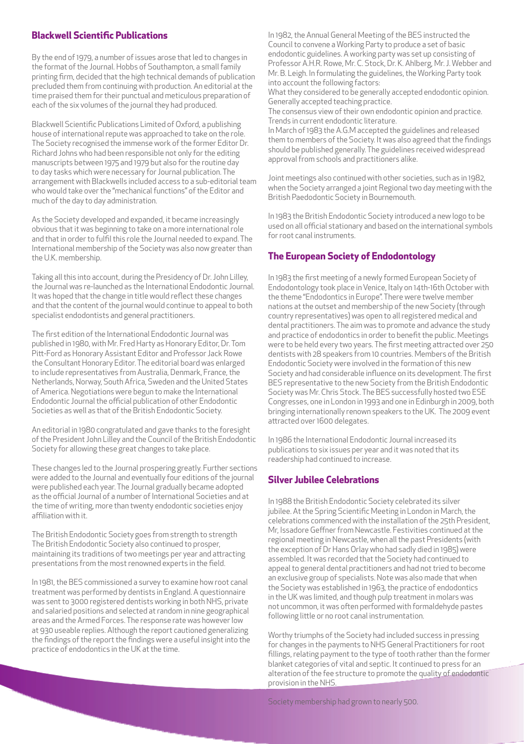## Blackwell Scientific Publications

By the end of 1979, a number of issues arose that led to changes in the format of the Journal. Hobbs of Southampton, a small family printing firm, decided that the high technical demands of publication precluded them from continuing with production. An editorial at the time praised them for their punctual and meticulous preparation of each of the six volumes of the journal they had produced.

Blackwell Scientific Publications Limited of Oxford, a publishing house of international repute was approached to take on the role. The Society recognised the immense work of the former Editor Dr. Richard Johns who had been responsible not only for the editing manuscripts between 1975 and 1979 but also for the routine day to day tasks which were necessary for Journal publication. The arrangement with Blackwells included access to a sub-editorial team who would take over the "mechanical functions" of the Editor and much of the day to day administration.

As the Society developed and expanded, it became increasingly obvious that it was beginning to take on a more international role and that in order to fulfil this role the Journal needed to expand. The International membership of the Society was also now greater than the U.K. membership.

Taking all this into account, during the Presidency of Dr. John Lilley, the Journal was re-launched as the International Endodontic Journal. It was hoped that the change in title would reflect these changes and that the content of the journal would continue to appeal to both specialist endodontists and general practitioners.

The first edition of the International Endodontic Journal was published in 1980, with Mr. Fred Harty as Honorary Editor, Dr. Tom Pitt-Ford as Honorary Assistant Editor and Professor Jack Rowe the Consultant Honorary Editor. The editorial board was enlarged to include representatives from Australia, Denmark, France, the Netherlands, Norway, South Africa, Sweden and the United States of America. Negotiations were begun to make the International Endodontic Journal the official publication of other Endodontic Societies as well as that of the British Endodontic Society.

An editorial in 1980 congratulated and gave thanks to the foresight of the President John Lilley and the Council of the British Endodontic Society for allowing these great changes to take place.

These changes led to the Journal prospering greatly. Further sections were added to the Journal and eventually four editions of the journal were published each year. The Journal gradually became adopted as the official Journal of a number of International Societies and at the time of writing, more than twenty endodontic societies enjoy affiliation with it.

The British Endodontic Society goes from strength to strength
The British Endodontic Society also continued to prosper, maintaining its traditions of two meetings per year and attracting presentations from the most renowned experts in the field.

In 1981, the BES commissioned a survey to examine how root canal treatment was performed by dentists in England. A questionnaire was sent to 3000 registered dentists working in both NHS, private and salaried positions and selected at random in nine geographical areas and the Armed Forces. The response rate was however low at 930 useable replies. Although the report cautioned generalizing the findings of the report the findings were a useful insight into the practice of endodontics in the UK at the time.

In 1982, the Annual General Meeting of the BES instructed the Council to convene a Working Party to produce a set of basic endodontic guidelines. A working party was set up consisting of Professor A.H.R. Rowe, Mr. C. Stock, Dr. K. Ahlberg, Mr. J. Webber and Mr. B. Leigh. In formulating the guidelines, the Working Party took into account the following factors:
What they considered to be generally accepted endodontic opinion.
Generally accepted teaching practice.
The consensus view of their own endodontic opinion and practice.
Trends in current endodontic literature.
In March of 1983 the A.G.M accepted the guidelines and released them to members of the Society. It was also agreed that the findings should be published generally. The guidelines received widespread approval from schools and practitioners alike.

Joint meetings also continued with other societies, such as in 1982, when the Society arranged a joint Regional two day meeting with the British Paedodontic Society in Bournemouth.

In 1983 the British Endodontic Society introduced a new logo to be used on all official stationary and based on the international symbols for root canal instruments.

## The European Society of Endodontology

In 1983 the first meeting of a newly formed European Society of Endodontology took place in Venice, Italy on 14th-16th October with the theme "Endodontics in Europe". There were twelve member nations at the outset and membership of the new Society (through country representatives) was open to all registered medical and dental practitioners. The aim was to promote and advance the study and practice of endodontics in order to benefit the public. Meetings were to be held every two years. The first meeting attracted over 250 dentists with 28 speakers from 10 countries. Members of the British Endodontic Society were involved in the formation of this new Society and had considerable influence on its development. The first BES representative to the new Society from the British Endodontic Society was Mr. Chris Stock. The BES successfully hosted two ESE Congresses, one in London in 1993 and one in Edinburgh in 2009, both bringing internationally renown speakers to the UK. The 2009 event attracted over 1600 delegates.

In 1986 the International Endodontic Journal increased its publications to six issues per year and it was noted that its readership had continued to increase.

## Silver Jubilee Celebrations

In 1988 the British Endodontic Society celebrated its silver jubilee. At the Spring Scientific Meeting in London in March, the celebrations commenced with the installation of the 25th President, Mr. Issadore Geffner from Newcastle. Festivities continued at the regional meeting in Newcastle, when all the past Presidents (with the exception of Dr Hans Orlay who had sadly died in 1985) were assembled. It was recorded that the Society had continued to appeal to general dental practitioners and had not tried to become an exclusive group of specialists. Note was also made that when the Society was established in 1963, the practice of endodontics in the UK was limited, and though pulp treatment in molars was not uncommon, it was often performed with formaldehyde pastes following little or no root canal instrumentation.

Worthy triumphs of the Society had included success in pressing for changes in the payments to NHS General Practitioners for root fillings, relating payment to the type of tooth rather than the former blanket categories of vital and septic. It continued to press for an alteration of the fee structure to promote the quality of endodontic provision in the NHS.

Society membership had grown to nearly 500.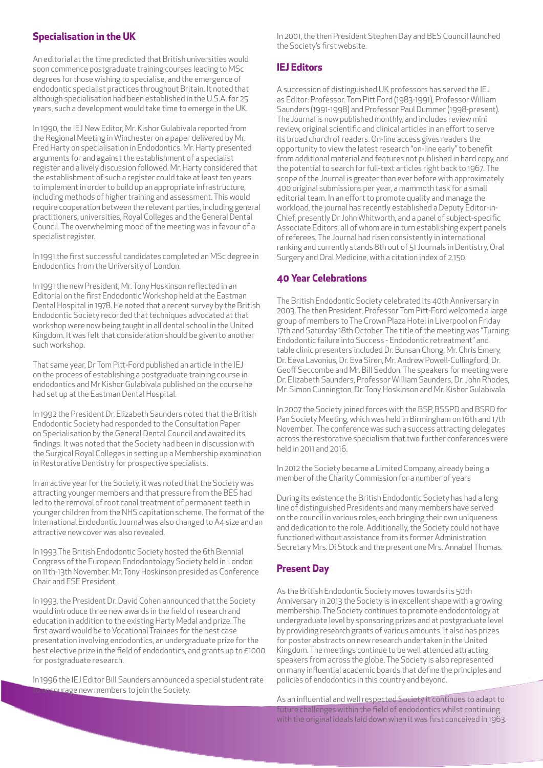## Specialisation in the UK

An editorial at the time predicted that British universities would soon commence postgraduate training courses leading to MSc degrees for those wishing to specialise, and the emergence of endodontic specialist practices throughout Britain. It noted that although specialisation had been established in the U.S.A. for 25 years, such a development would take time to emerge in the UK.

In 1990, the IEJ New Editor, Mr. Kishor Gulabivala reported from the Regional Meeting in Winchester on a paper delivered by Mr. Fred Harty on specialisation in Endodontics. Mr. Harty presented arguments for and against the establishment of a specialist register and a lively discussion followed. Mr. Harty considered that the establishment of such a register could take at least ten years to implement in order to build up an appropriate infrastructure, including methods of higher training and assessment. This would require cooperation between the relevant parties, including general practitioners, universities, Royal Colleges and the General Dental Council. The overwhelming mood of the meeting was in favour of a specialist register.

In 1991 the first successful candidates completed an MSc degree in Endodontics from the University of London.

In 1991 the new President, Mr. Tony Hoskinson reflected in an Editorial on the first Endodontic Workshop held at the Eastman Dental Hospital in 1978. He noted that a recent survey by the British Endodontic Society recorded that techniques advocated at that workshop were now being taught in all dental school in the United Kingdom. It was felt that consideration should be given to another such workshop.

That same year, Dr Tom Pitt-Ford published an article in the IEJ on the process of establishing a postgraduate training course in endodontics and Mr Kishor Gulabivala published on the course he had set up at the Eastman Dental Hospital.

In 1992 the President Dr. Elizabeth Saunders noted that the British Endodontic Society had responded to the Consultation Paper on Specialisation by the General Dental Council and awaited its findings. It was noted that the Society had been in discussion with the Surgical Royal Colleges in setting up a Membership examination in Restorative Dentistry for prospective specialists.

In an active year for the Society, it was noted that the Society was attracting younger members and that pressure from the BES had led to the removal of root canal treatment of permanent teeth in younger children from the NHS capitation scheme. The format of the International Endodontic Journal was also changed to A4 size and an attractive new cover was also revealed.

In 1993 The British Endodontic Society hosted the 6th Biennial Congress of the European Endodontology Society held in London on 11th-13th November. Mr. Tony Hoskinson presided as Conference Chair and ESE President.

In 1993, the President Dr. David Cohen announced that the Society would introduce three new awards in the field of research and education in addition to the existing Harty Medal and prize. The first award would be to Vocational Trainees for the best case presentation involving endodontics, an undergraduate prize for the best elective prize in the field of endodontics, and grants up to £1000 for postgraduate research.

In 1996 the IEJ Editor Bill Saunders announced a special student rate to encourage new members to join the Society.

In 2001, the then President Stephen Day and BES Council launched the Society's first website.

## IEJ Editors

A succession of distinguished UK professors has served the IEJ as Editor: Professor. Tom Pitt Ford (1983-1991), Professor William Saunders (1991-1998) and Professor Paul Dummer (1998-present). The Journal is now published monthly, and includes review mini review, original scientific and clinical articles in an effort to serve its broad church of readers. On-line access gives readers the opportunity to view the latest research "on-line early" to benefit from additional material and features not published in hard copy, and the potential to search for full-text articles right back to 1967. The scope of the Journal is greater than ever before with approximately 400 original submissions per year, a mammoth task for a small editorial team. In an effort to promote quality and manage the workload, the journal has recently established a Deputy Editor-in-Chief, presently Dr John Whitworth, and a panel of subject-specific Associate Editors, all of whom are in turn establishing expert panels of referees. The Journal had risen consistently in international ranking and currently stands 8th out of 51 Journals in Dentistry, Oral Surgery and Oral Medicine, with a citation index of 2.150.

## 40 Year Celebrations

The British Endodontic Society celebrated its 40th Anniversary in 2003. The then President, Professor Tom Pitt-Ford welcomed a large group of members to The Crown Plaza Hotel in Liverpool on Friday 17th and Saturday 18th October. The title of the meeting was "Turning Endodontic failure into Success - Endodontic retreatment" and table clinic presenters included Dr. Bunsan Chong, Mr. Chris Emery, Dr. Eeva Lavonius, Dr. Eva Siren, Mr. Andrew Powell-Cullingford, Dr. Geoff Seccombe and Mr. Bill Seddon. The speakers for meeting were Dr. Elizabeth Saunders, Professor William Saunders, Dr. John Rhodes, Mr. Simon Cunnington, Dr. Tony Hoskinson and Mr. Kishor Gulabivala.

In 2007 the Society joined forces with the BSP, BSSPD and BSRD for Pan Society Meeting, which was held in Birmingham on 16th and 17th November. The conference was such a success attracting delegates across the restorative specialism that two further conferences were held in 2011 and 2016.

In 2012 the Society became a Limited Company, already being a member of the Charity Commission for a number of years

During its existence the British Endodontic Society has had a long line of distinguished Presidents and many members have served on the council in various roles, each bringing their own uniqueness and dedication to the role. Additionally, the Society could not have functioned without assistance from its former Administration Secretary Mrs. Di Stock and the present one Mrs. Annabel Thomas.

## Present Day

As the British Endodontic Society moves towards its 50th Anniversary in 2013 the Society is in excellent shape with a growing membership. The Society continues to promote endodontology at undergraduate level by sponsoring prizes and at postgraduate level by providing research grants of various amounts. It also has prizes for poster abstracts on new research undertaken in the United Kingdom. The meetings continue to be well attended attracting speakers from across the globe. The Society is also represented on many influential academic boards that define the principles and policies of endodontics in this country and beyond.

As an influential and well respected Society it continues to adapt to future challenges within the field of endodontics whilst continuing with the original ideals laid down when it was first conceived in 1963.